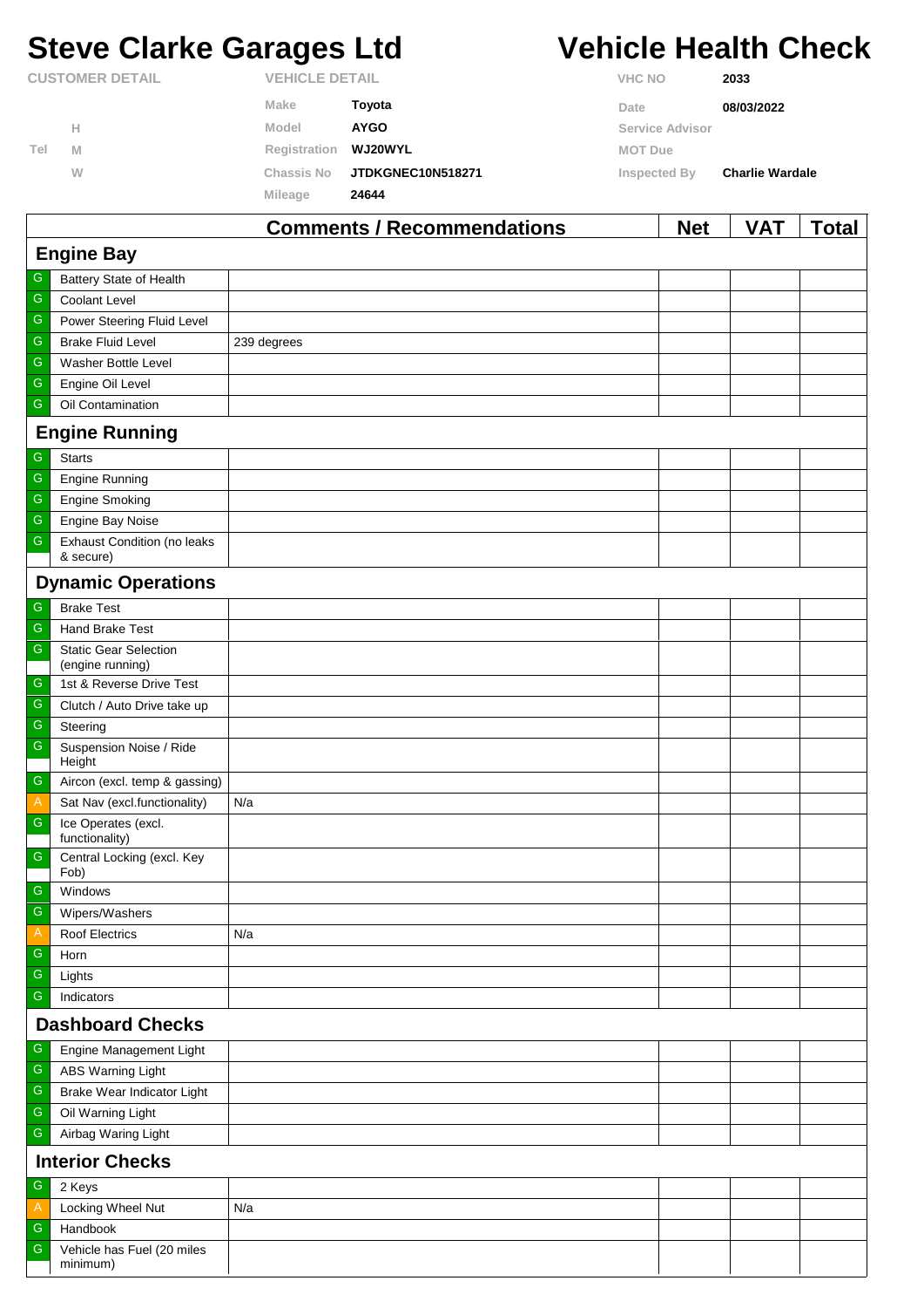# Steve Clarke Garages Ltd

# Vehicle Health Check

| CUSTOMER DETAIL | | VEHICLE DETAIL | | VHC NO | 2033 |
|---|---|---|---|---|---|
| | | Make | Toyota | Date | 08/03/2022 |
| | H | Model | AYGO | Service Advisor | |
| Tel | M | Registration | WJ20WYL | MOT Due | |
| | W | Chassis No | JTDKGNEC10N518271 | Inspected By | Charlie Wardale |
| | | Mileage | 24644 | | |

| | | Comments / Recommendations | Net | VAT | Total |
|---|---|---|---|---|---|
| **Engine Bay** | | | | | |
| G | Battery State of Health | | | | |
| G | Coolant Level | | | | |
| G | Power Steering Fluid Level | | | | |
| G | Brake Fluid Level | 239 degrees | | | |
| G | Washer Bottle Level | | | | |
| G | Engine Oil Level | | | | |
| G | Oil Contamination | | | | |
| **Engine Running** | | | | | |
| G | Starts | | | | |
| G | Engine Running | | | | |
| G | Engine Smoking | | | | |
| G | Engine Bay Noise | | | | |
| G | Exhaust Condition (no leaks & secure) | | | | |
| **Dynamic Operations** | | | | | |
| G | Brake Test | | | | |
| G | Hand Brake Test | | | | |
| G | Static Gear Selection (engine running) | | | | |
| G | 1st & Reverse Drive Test | | | | |
| G | Clutch / Auto Drive take up | | | | |
| G | Steering | | | | |
| G | Suspension Noise / Ride Height | | | | |
| G | Aircon (excl. temp & gassing) | | | | |
| A | Sat Nav (excl.functionality) | N/a | | | |
| G | Ice Operates (excl. functionality) | | | | |
| G | Central Locking (excl. Key Fob) | | | | |
| G | Windows | | | | |
| G | Wipers/Washers | | | | |
| A | Roof Electrics | N/a | | | |
| G | Horn | | | | |
| G | Lights | | | | |
| G | Indicators | | | | |
| **Dashboard Checks** | | | | | |
| G | Engine Management Light | | | | |
| G | ABS Warning Light | | | | |
| G | Brake Wear Indicator Light | | | | |
| G | Oil Warning Light | | | | |
| G | Airbag Waring Light | | | | |
| **Interior Checks** | | | | | |
| G | 2 Keys | | | | |
| A | Locking Wheel Nut | N/a | | | |
| G | Handbook | | | | |
| G | Vehicle has Fuel (20 miles minimum) | | | | |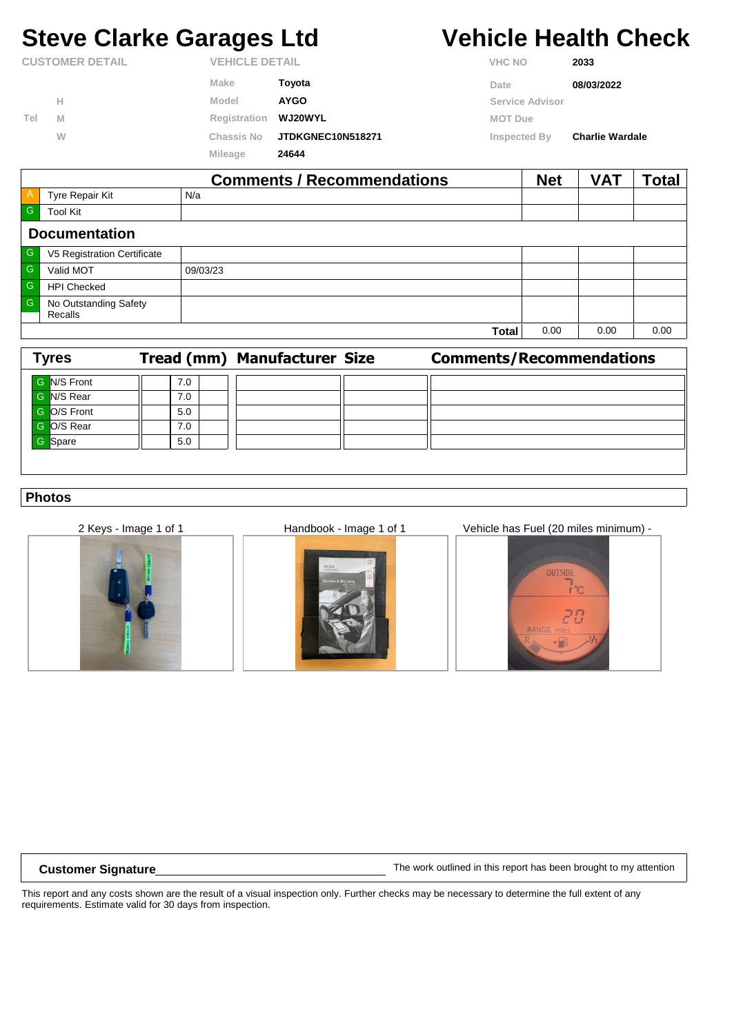# Steve Clarke Garages Ltd

# Vehicle Health Check

| CUSTOMER DETAIL | | VEHICLE DETAIL | | | |
|---|---|---|---|---|---|
| | | Make | Toyota | VHC NO | 2033 |
| | H | Model | AYGO | Date | 08/03/2022 |
| Tel | M | Registration | WJ20WYL | Service Advisor | |
| | W | Chassis No | JTDKGNEC10N518271 | MOT Due | |
| | | Mileage | 24644 | Inspected By | Charlie Wardale |

| | | Comments / Recommendations | Net | VAT | Total |
|---|---|---|---|---|---|
| A | Tyre Repair Kit | N/a | | | |
| G | Tool Kit | | | | |
| | **Documentation** | | | | |
| G | V5 Registration Certificate | | | | |
| G | Valid MOT | 09/03/23 | | | |
| G | HPI Checked | | | | |
| G | No Outstanding Safety Recalls | | | | |
| | | **Total** | 0.00 | 0.00 | 0.00 |

| | Tyres | Tread (mm) | | Manufacturer | Size | Comments/Recommendations |
|---|---|---|---|---|---|---|
| G | N/S Front | 7.0 | | | | |
| G | N/S Rear | 7.0 | | | | |
| G | O/S Front | 5.0 | | | | |
| G | O/S Rear | 7.0 | | | | |
| G | Spare | 5.0 | | | | |

## Photos

2 Keys - Image 1 of 1

Handbook - Image 1 of 1

Vehicle has Fuel (20 miles minimum) -

**Customer Signature**\_\_\_\_\_\_\_\_\_\_\_\_\_\_\_\_\_\_\_\_\_\_\_\_\_\_\_\_\_\_ The work outlined in this report has been brought to my attention

This report and any costs shown are the result of a visual inspection only. Further checks may be necessary to determine the full extent of any requirements. Estimate valid for 30 days from inspection.